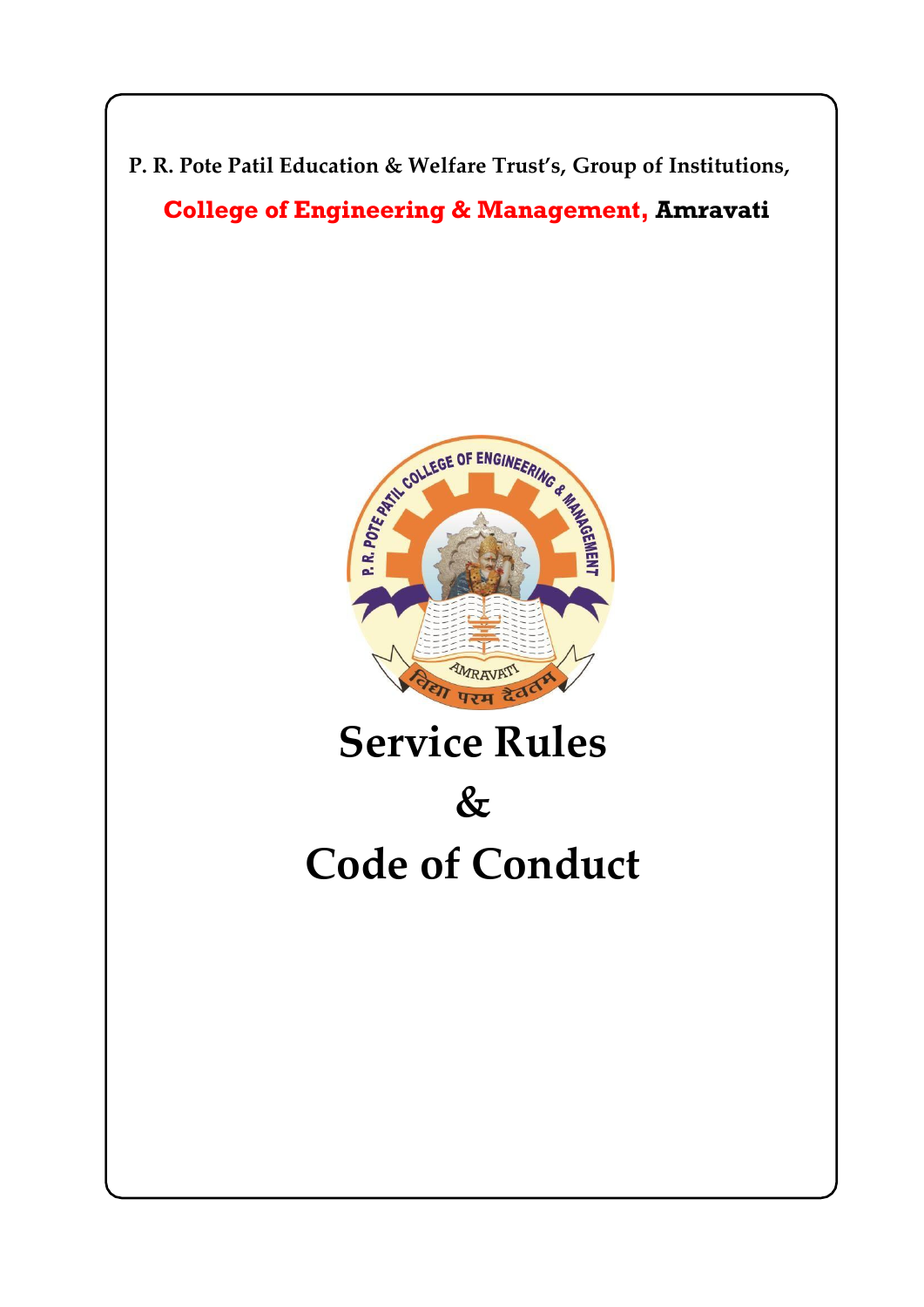**P. R. Pote Patil Education & Welfare Trust's, Group of Institutions,**

**College of Engineering & Management, Amravati**

# Service Rules

# &

# Code of Conduct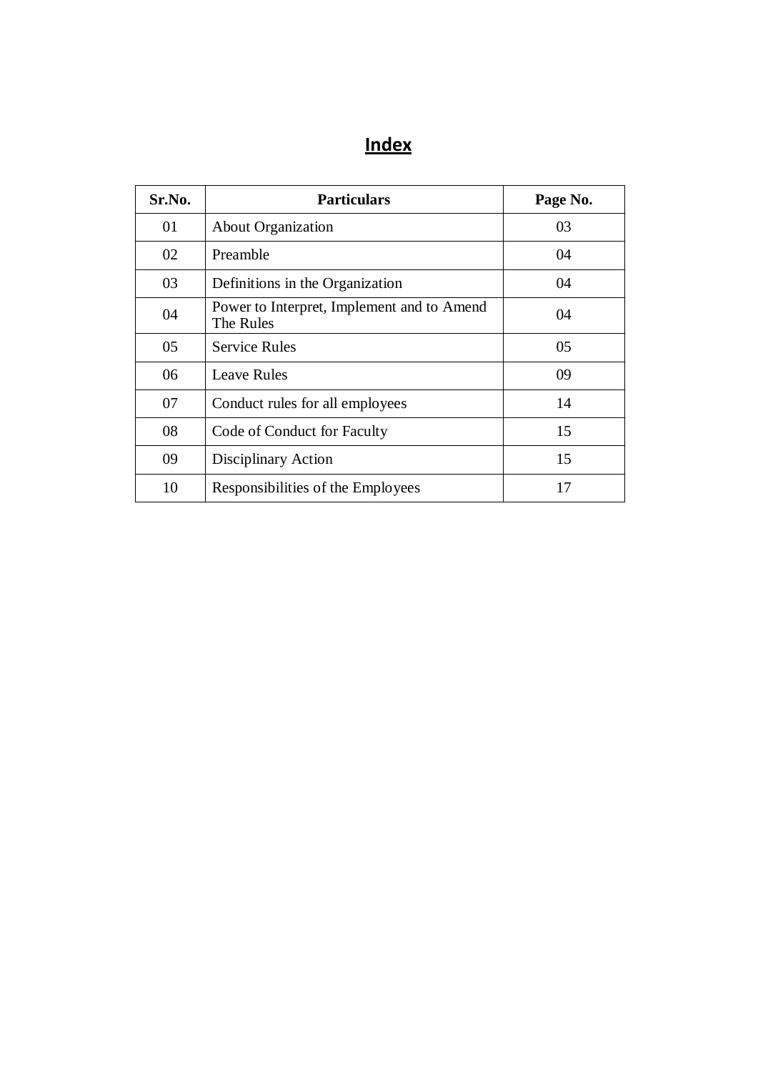# Index

| Sr.No. | Particulars | Page No. |
|---|---|---|
| 01 | About Organization | 03 |
| 02 | Preamble | 04 |
| 03 | Definitions in the Organization | 04 |
| 04 | Power to Interpret, Implement and to Amend The Rules | 04 |
| 05 | Service Rules | 05 |
| 06 | Leave Rules | 09 |
| 07 | Conduct rules for all employees | 14 |
| 08 | Code of Conduct for Faculty | 15 |
| 09 | Disciplinary Action | 15 |
| 10 | Responsibilities of the Employees | 17 |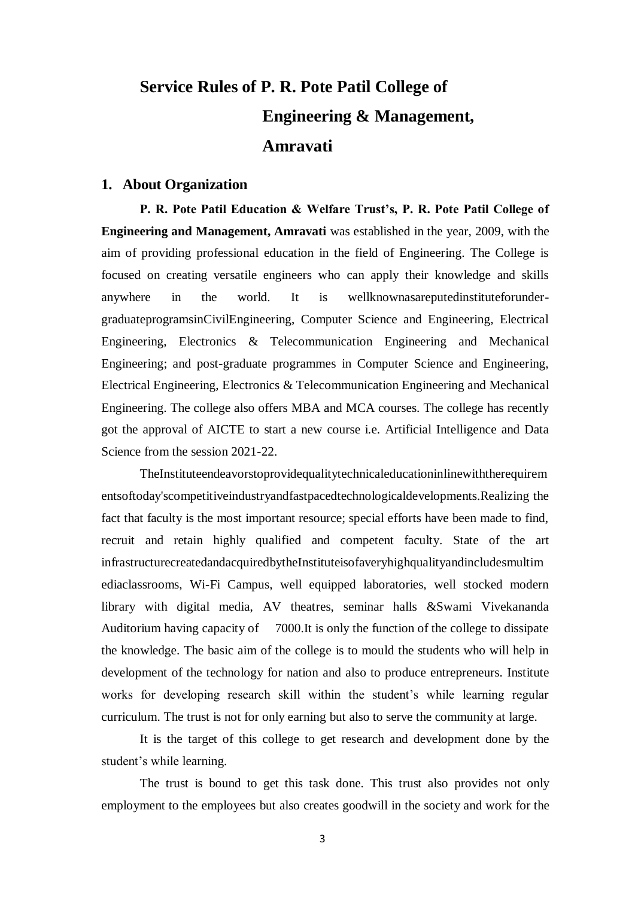# Service Rules of P. R. Pote Patil College of Engineering & Management, Amravati

## 1. About Organization

**P. R. Pote Patil Education & Welfare Trust's, P. R. Pote Patil College of Engineering and Management, Amravati** was established in the year, 2009, with the aim of providing professional education in the field of Engineering. The College is focused on creating versatile engineers who can apply their knowledge and skills anywhere in the world. It is wellknownasareputedinstituteforunder-graduateprogramsinCivilEngineering, Computer Science and Engineering, Electrical Engineering, Electronics & Telecommunication Engineering and Mechanical Engineering; and post-graduate programmes in Computer Science and Engineering, Electrical Engineering, Electronics & Telecommunication Engineering and Mechanical Engineering. The college also offers MBA and MCA courses. The college has recently got the approval of AICTE to start a new course i.e. Artificial Intelligence and Data Science from the session 2021-22.

TheInstituteendeavorstoprovidequalitytechnicaleducationinlinewiththerequirementsoftoday'scompetitiveindustryandfastpacedtechnologicaldevelopments.Realizing the fact that faculty is the most important resource; special efforts have been made to find, recruit and retain highly qualified and competent faculty. State of the art infrastructurecreatedandacquiredbytheInstituteisofaveryhighqualityandincludesmultimediaclassrooms, Wi-Fi Campus, well equipped laboratories, well stocked modern library with digital media, AV theatres, seminar halls &Swami Vivekananda Auditorium having capacity of 7000.It is only the function of the college to dissipate the knowledge. The basic aim of the college is to mould the students who will help in development of the technology for nation and also to produce entrepreneurs. Institute works for developing research skill within the student's while learning regular curriculum. The trust is not for only earning but also to serve the community at large.

It is the target of this college to get research and development done by the student's while learning.

The trust is bound to get this task done. This trust also provides not only employment to the employees but also creates goodwill in the society and work for the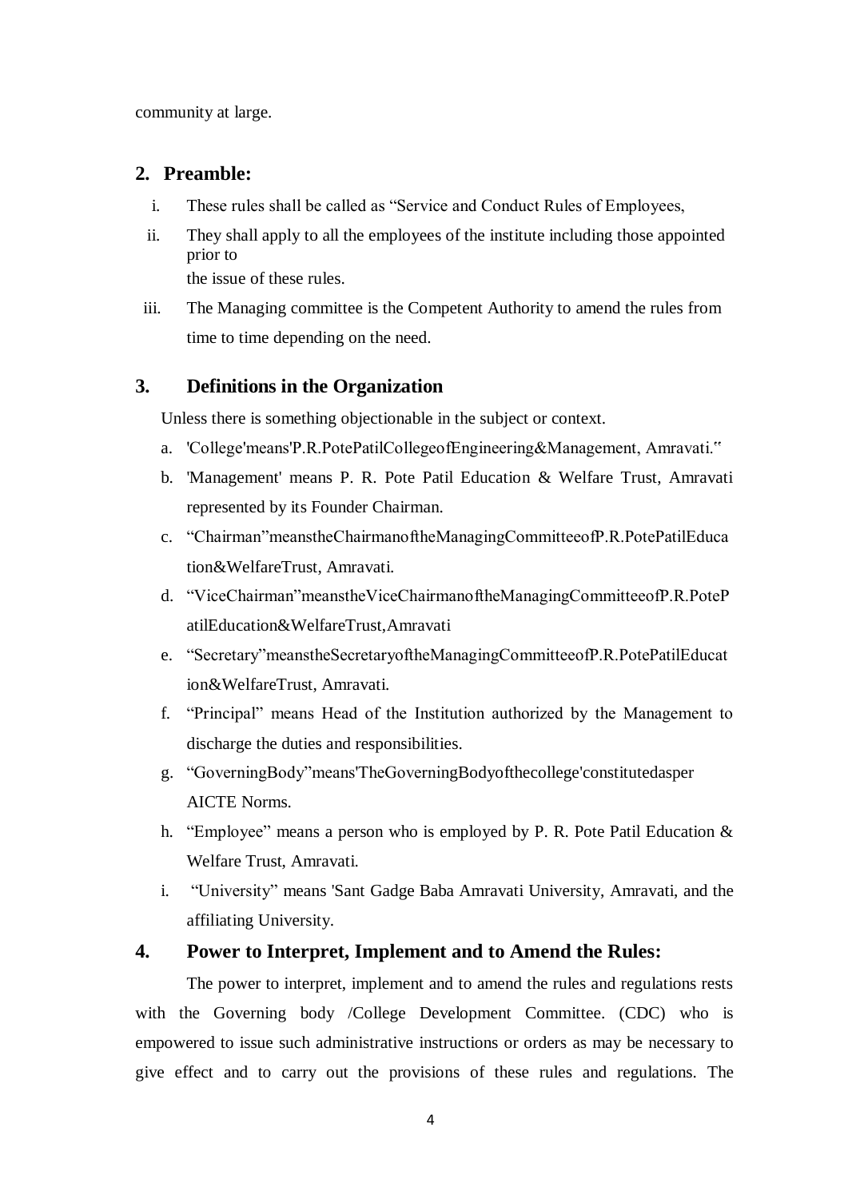community at large.

## 2. Preamble:

i. These rules shall be called as "Service and Conduct Rules of Employees,

ii. They shall apply to all the employees of the institute including those appointed prior to the issue of these rules.

iii. The Managing committee is the Competent Authority to amend the rules from time to time depending on the need.

## 3. Definitions in the Organization

Unless there is something objectionable in the subject or context.

a. 'College'means'P.R.PotePatilCollegeofEngineering&Management, Amravati."
b. 'Management' means P. R. Pote Patil Education & Welfare Trust, Amravati represented by its Founder Chairman.
c. "Chairman"meanstheChairmanoftheManagingCommitteeofP.R.PotePatilEducation&WelfareTrust, Amravati.
d. "ViceChairman"meanstheViceChairmanoftheManagingCommitteeofP.R.PotePatilEducation&WelfareTrust,Amravati
e. "Secretary"meanstheSecretaryoftheManagingCommitteeofP.R.PotePatilEducation&WelfareTrust, Amravati.
f. "Principal" means Head of the Institution authorized by the Management to discharge the duties and responsibilities.
g. "GoverningBody"means'TheGoverningBodyofthecollege'constitutedasper AICTE Norms.
h. "Employee" means a person who is employed by P. R. Pote Patil Education & Welfare Trust, Amravati.
i. "University" means 'Sant Gadge Baba Amravati University, Amravati, and the affiliating University.

## 4. Power to Interpret, Implement and to Amend the Rules:

The power to interpret, implement and to amend the rules and regulations rests with the Governing body /College Development Committee. (CDC) who is empowered to issue such administrative instructions or orders as may be necessary to give effect and to carry out the provisions of these rules and regulations. The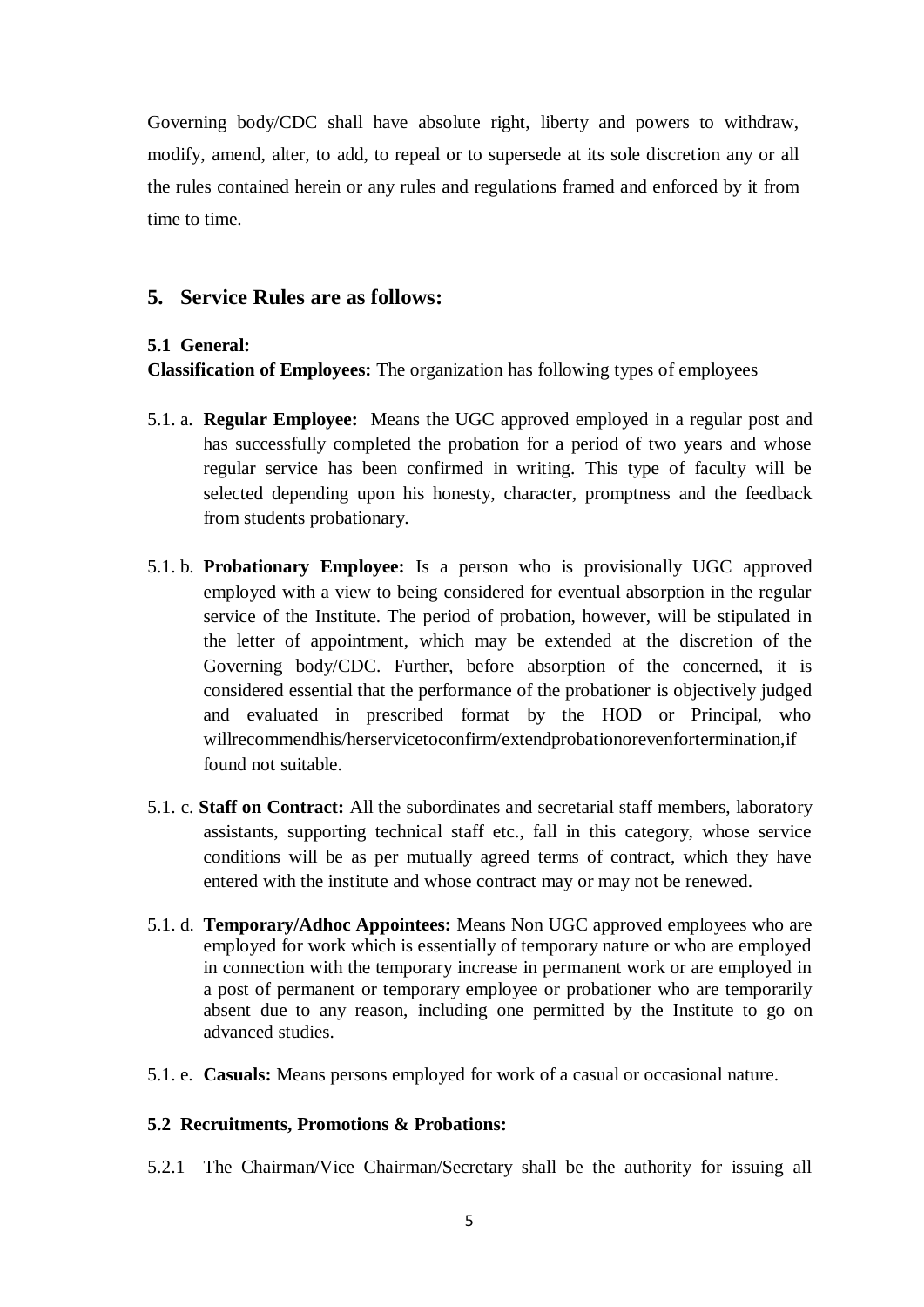Governing body/CDC shall have absolute right, liberty and powers to withdraw, modify, amend, alter, to add, to repeal or to supersede at its sole discretion any or all the rules contained herein or any rules and regulations framed and enforced by it from time to time.

## 5. Service Rules are as follows:

### 5.1 General:

**Classification of Employees:** The organization has following types of employees

5.1. a. **Regular Employee:** Means the UGC approved employed in a regular post and has successfully completed the probation for a period of two years and whose regular service has been confirmed in writing. This type of faculty will be selected depending upon his honesty, character, promptness and the feedback from students probationary.

5.1. b. **Probationary Employee:** Is a person who is provisionally UGC approved employed with a view to being considered for eventual absorption in the regular service of the Institute. The period of probation, however, will be stipulated in the letter of appointment, which may be extended at the discretion of the Governing body/CDC. Further, before absorption of the concerned, it is considered essential that the performance of the probationer is objectively judged and evaluated in prescribed format by the HOD or Principal, who willrecommendhis/herservicetoconfirm/extendprobationorevenfortermination,if found not suitable.

5.1. c. **Staff on Contract:** All the subordinates and secretarial staff members, laboratory assistants, supporting technical staff etc., fall in this category, whose service conditions will be as per mutually agreed terms of contract, which they have entered with the institute and whose contract may or may not be renewed.

5.1. d. **Temporary/Adhoc Appointees:** Means Non UGC approved employees who are employed for work which is essentially of temporary nature or who are employed in connection with the temporary increase in permanent work or are employed in a post of permanent or temporary employee or probationer who are temporarily absent due to any reason, including one permitted by the Institute to go on advanced studies.

5.1. e. **Casuals:** Means persons employed for work of a casual or occasional nature.

### 5.2 Recruitments, Promotions & Probations:

5.2.1 The Chairman/Vice Chairman/Secretary shall be the authority for issuing all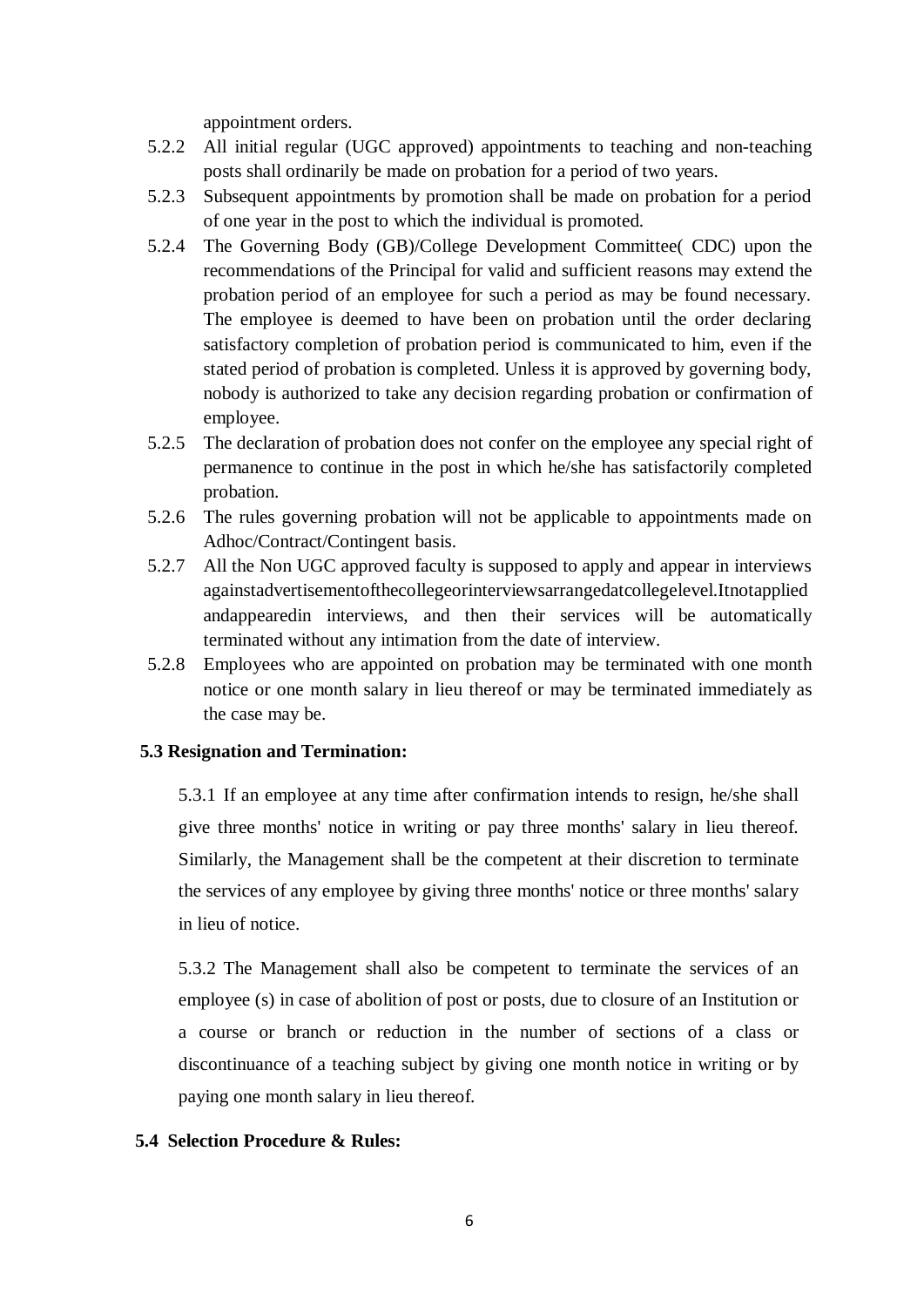appointment orders.

5.2.2 All initial regular (UGC approved) appointments to teaching and non-teaching posts shall ordinarily be made on probation for a period of two years.

5.2.3 Subsequent appointments by promotion shall be made on probation for a period of one year in the post to which the individual is promoted.

5.2.4 The Governing Body (GB)/College Development Committee( CDC) upon the recommendations of the Principal for valid and sufficient reasons may extend the probation period of an employee for such a period as may be found necessary. The employee is deemed to have been on probation until the order declaring satisfactory completion of probation period is communicated to him, even if the stated period of probation is completed. Unless it is approved by governing body, nobody is authorized to take any decision regarding probation or confirmation of employee.

5.2.5 The declaration of probation does not confer on the employee any special right of permanence to continue in the post in which he/she has satisfactorily completed probation.

5.2.6 The rules governing probation will not be applicable to appointments made on Adhoc/Contract/Contingent basis.

5.2.7 All the Non UGC approved faculty is supposed to apply and appear in interviews againstadvertisementofthecollegeorinterviewsarrangedatcollegelevel.Itnotapplied andappearedin interviews, and then their services will be automatically terminated without any intimation from the date of interview.

5.2.8 Employees who are appointed on probation may be terminated with one month notice or one month salary in lieu thereof or may be terminated immediately as the case may be.

**5.3 Resignation and Termination:**

5.3.1 If an employee at any time after confirmation intends to resign, he/she shall give three months' notice in writing or pay three months' salary in lieu thereof. Similarly, the Management shall be the competent at their discretion to terminate the services of any employee by giving three months' notice or three months' salary in lieu of notice.

5.3.2 The Management shall also be competent to terminate the services of an employee (s) in case of abolition of post or posts, due to closure of an Institution or a course or branch or reduction in the number of sections of a class or discontinuance of a teaching subject by giving one month notice in writing or by paying one month salary in lieu thereof.

**5.4 Selection Procedure & Rules:**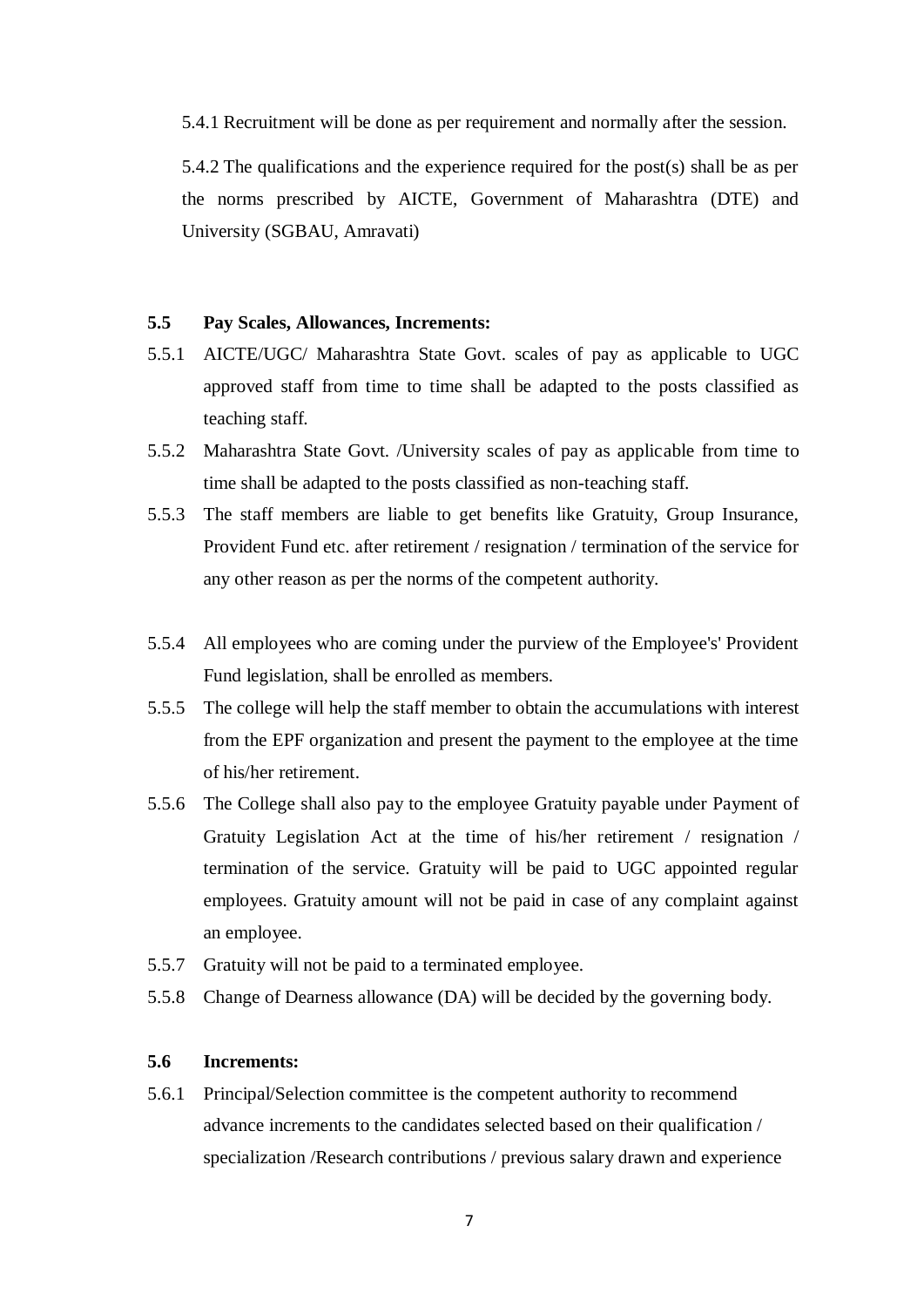5.4.1 Recruitment will be done as per requirement and normally after the session.

5.4.2 The qualifications and the experience required for the post(s) shall be as per the norms prescribed by AICTE, Government of Maharashtra (DTE) and University (SGBAU, Amravati)

**5.5 Pay Scales, Allowances, Increments:**

5.5.1 AICTE/UGC/ Maharashtra State Govt. scales of pay as applicable to UGC approved staff from time to time shall be adapted to the posts classified as teaching staff.

5.5.2 Maharashtra State Govt. /University scales of pay as applicable from time to time shall be adapted to the posts classified as non-teaching staff.

5.5.3 The staff members are liable to get benefits like Gratuity, Group Insurance, Provident Fund etc. after retirement / resignation / termination of the service for any other reason as per the norms of the competent authority.

5.5.4 All employees who are coming under the purview of the Employee's' Provident Fund legislation, shall be enrolled as members.

5.5.5 The college will help the staff member to obtain the accumulations with interest from the EPF organization and present the payment to the employee at the time of his/her retirement.

5.5.6 The College shall also pay to the employee Gratuity payable under Payment of Gratuity Legislation Act at the time of his/her retirement / resignation / termination of the service. Gratuity will be paid to UGC appointed regular employees. Gratuity amount will not be paid in case of any complaint against an employee.

5.5.7 Gratuity will not be paid to a terminated employee.

5.5.8 Change of Dearness allowance (DA) will be decided by the governing body.

**5.6 Increments:**

5.6.1 Principal/Selection committee is the competent authority to recommend advance increments to the candidates selected based on their qualification / specialization /Research contributions / previous salary drawn and experience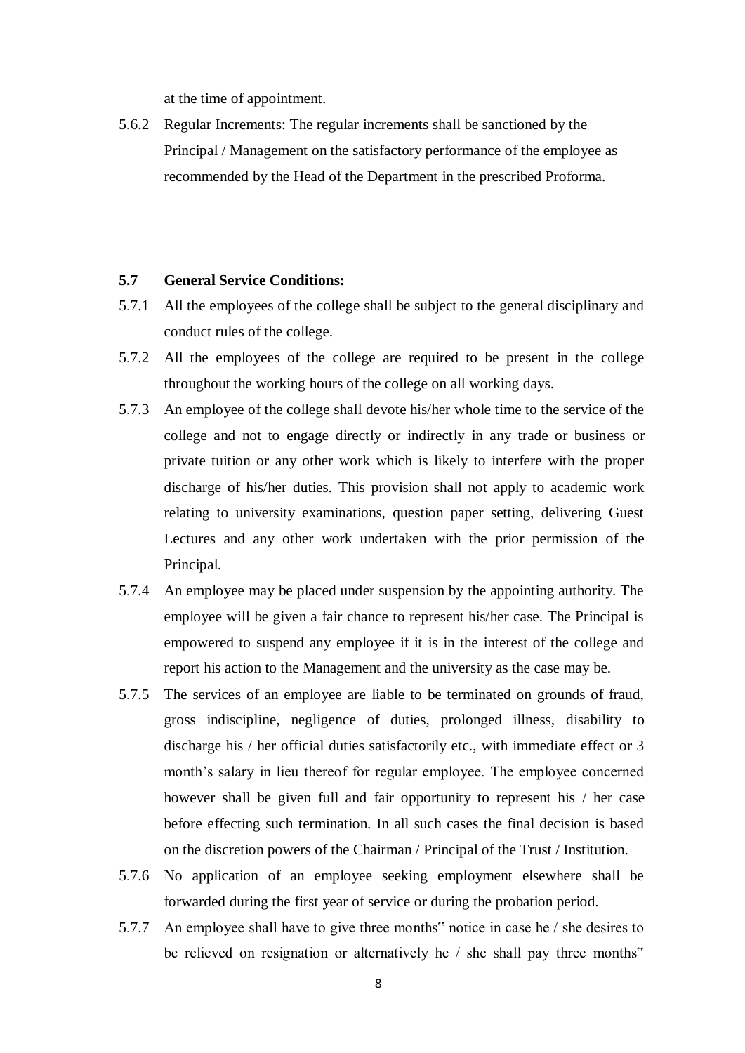at the time of appointment.

5.6.2 Regular Increments: The regular increments shall be sanctioned by the Principal / Management on the satisfactory performance of the employee as recommended by the Head of the Department in the prescribed Proforma.

**5.7 General Service Conditions:**

5.7.1 All the employees of the college shall be subject to the general disciplinary and conduct rules of the college.

5.7.2 All the employees of the college are required to be present in the college throughout the working hours of the college on all working days.

5.7.3 An employee of the college shall devote his/her whole time to the service of the college and not to engage directly or indirectly in any trade or business or private tuition or any other work which is likely to interfere with the proper discharge of his/her duties. This provision shall not apply to academic work relating to university examinations, question paper setting, delivering Guest Lectures and any other work undertaken with the prior permission of the Principal.

5.7.4 An employee may be placed under suspension by the appointing authority. The employee will be given a fair chance to represent his/her case. The Principal is empowered to suspend any employee if it is in the interest of the college and report his action to the Management and the university as the case may be.

5.7.5 The services of an employee are liable to be terminated on grounds of fraud, gross indiscipline, negligence of duties, prolonged illness, disability to discharge his / her official duties satisfactorily etc., with immediate effect or 3 month's salary in lieu thereof for regular employee. The employee concerned however shall be given full and fair opportunity to represent his / her case before effecting such termination. In all such cases the final decision is based on the discretion powers of the Chairman / Principal of the Trust / Institution.

5.7.6 No application of an employee seeking employment elsewhere shall be forwarded during the first year of service or during the probation period.

5.7.7 An employee shall have to give three months‟ notice in case he / she desires to be relieved on resignation or alternatively he / she shall pay three months‟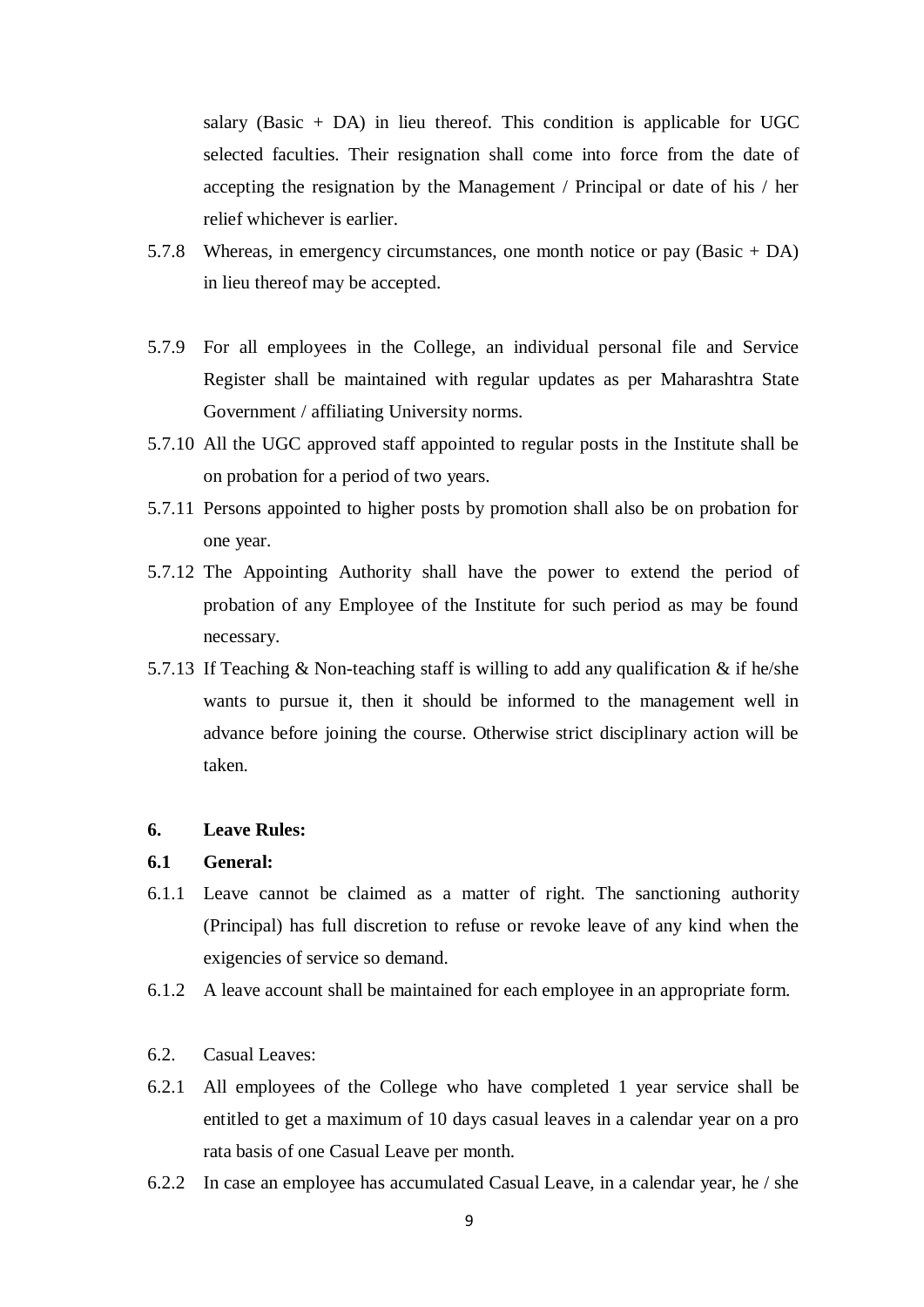salary (Basic + DA) in lieu thereof. This condition is applicable for UGC selected faculties. Their resignation shall come into force from the date of accepting the resignation by the Management / Principal or date of his / her relief whichever is earlier.

5.7.8 Whereas, in emergency circumstances, one month notice or pay (Basic + DA) in lieu thereof may be accepted.

5.7.9 For all employees in the College, an individual personal file and Service Register shall be maintained with regular updates as per Maharashtra State Government / affiliating University norms.

5.7.10 All the UGC approved staff appointed to regular posts in the Institute shall be on probation for a period of two years.

5.7.11 Persons appointed to higher posts by promotion shall also be on probation for one year.

5.7.12 The Appointing Authority shall have the power to extend the period of probation of any Employee of the Institute for such period as may be found necessary.

5.7.13 If Teaching & Non-teaching staff is willing to add any qualification & if he/she wants to pursue it, then it should be informed to the management well in advance before joining the course. Otherwise strict disciplinary action will be taken.

**6. Leave Rules:**

**6.1 General:**

6.1.1 Leave cannot be claimed as a matter of right. The sanctioning authority (Principal) has full discretion to refuse or revoke leave of any kind when the exigencies of service so demand.

6.1.2 A leave account shall be maintained for each employee in an appropriate form.

6.2. Casual Leaves:

6.2.1 All employees of the College who have completed 1 year service shall be entitled to get a maximum of 10 days casual leaves in a calendar year on a pro rata basis of one Casual Leave per month.

6.2.2 In case an employee has accumulated Casual Leave, in a calendar year, he / she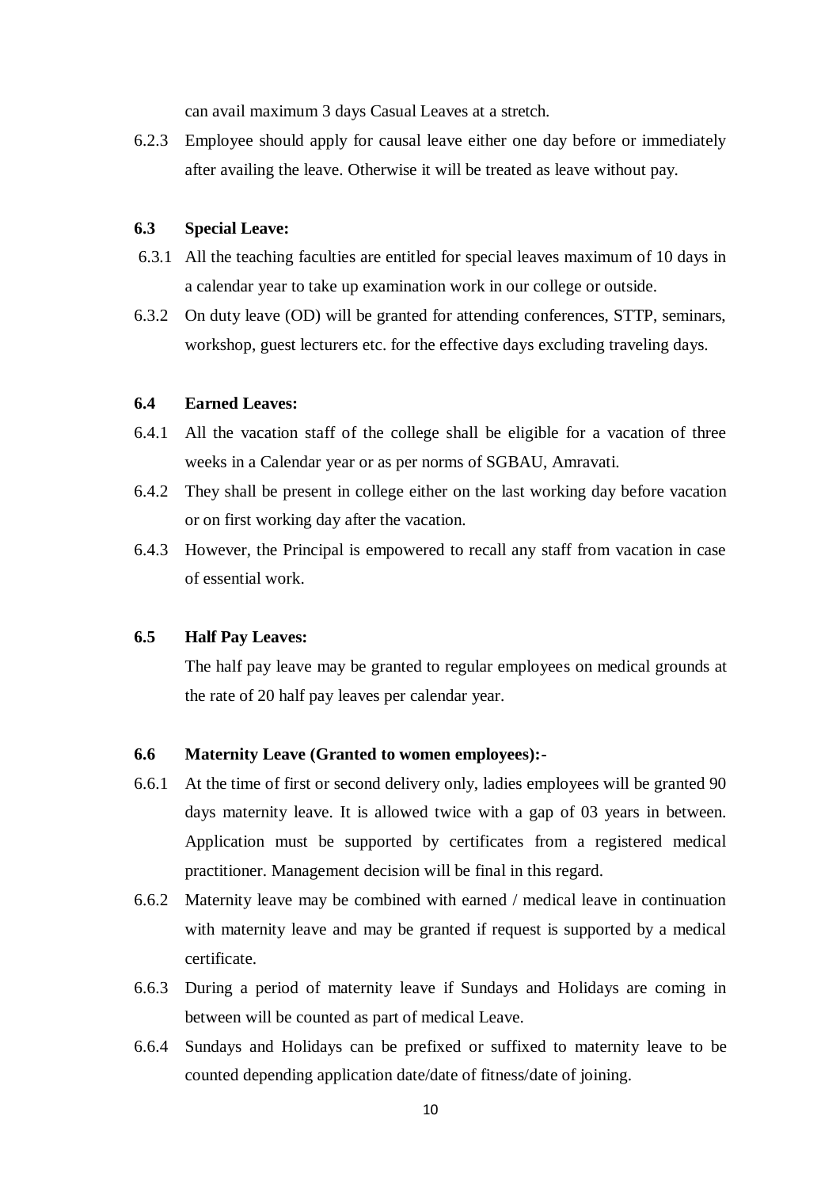can avail maximum 3 days Casual Leaves at a stretch.

6.2.3 Employee should apply for causal leave either one day before or immediately after availing the leave. Otherwise it will be treated as leave without pay.

**6.3 Special Leave:**

6.3.1 All the teaching faculties are entitled for special leaves maximum of 10 days in a calendar year to take up examination work in our college or outside.

6.3.2 On duty leave (OD) will be granted for attending conferences, STTP, seminars, workshop, guest lecturers etc. for the effective days excluding traveling days.

**6.4 Earned Leaves:**

6.4.1 All the vacation staff of the college shall be eligible for a vacation of three weeks in a Calendar year or as per norms of SGBAU, Amravati.

6.4.2 They shall be present in college either on the last working day before vacation or on first working day after the vacation.

6.4.3 However, the Principal is empowered to recall any staff from vacation in case of essential work.

**6.5 Half Pay Leaves:**

The half pay leave may be granted to regular employees on medical grounds at the rate of 20 half pay leaves per calendar year.

**6.6 Maternity Leave (Granted to women employees):-**

6.6.1 At the time of first or second delivery only, ladies employees will be granted 90 days maternity leave. It is allowed twice with a gap of 03 years in between. Application must be supported by certificates from a registered medical practitioner. Management decision will be final in this regard.

6.6.2 Maternity leave may be combined with earned / medical leave in continuation with maternity leave and may be granted if request is supported by a medical certificate.

6.6.3 During a period of maternity leave if Sundays and Holidays are coming in between will be counted as part of medical Leave.

6.6.4 Sundays and Holidays can be prefixed or suffixed to maternity leave to be counted depending application date/date of fitness/date of joining.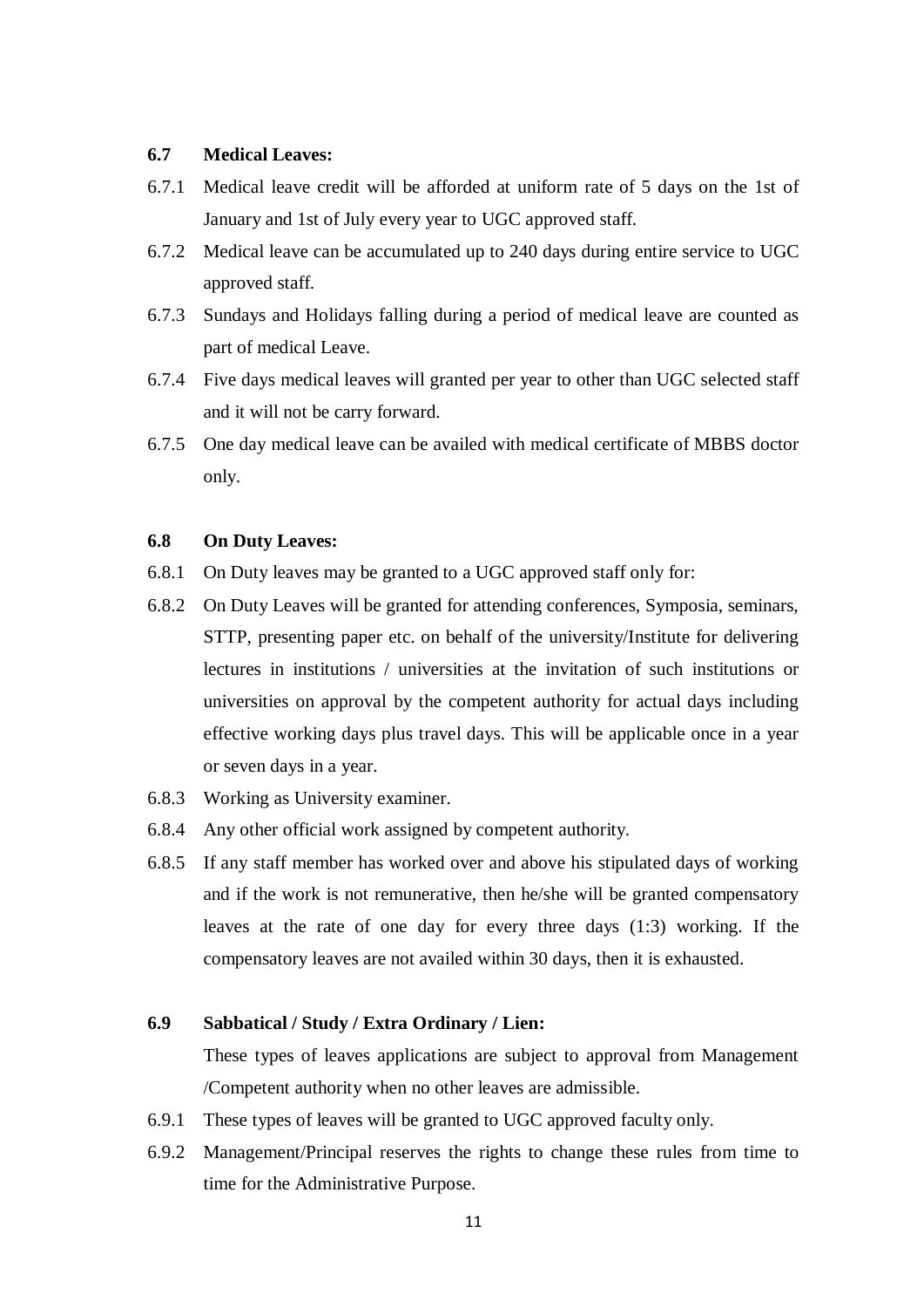### 6.7 Medical Leaves:

6.7.1 Medical leave credit will be afforded at uniform rate of 5 days on the 1st of January and 1st of July every year to UGC approved staff.

6.7.2 Medical leave can be accumulated up to 240 days during entire service to UGC approved staff.

6.7.3 Sundays and Holidays falling during a period of medical leave are counted as part of medical Leave.

6.7.4 Five days medical leaves will granted per year to other than UGC selected staff and it will not be carry forward.

6.7.5 One day medical leave can be availed with medical certificate of MBBS doctor only.

### 6.8 On Duty Leaves:

6.8.1 On Duty leaves may be granted to a UGC approved staff only for:

6.8.2 On Duty Leaves will be granted for attending conferences, Symposia, seminars, STTP, presenting paper etc. on behalf of the university/Institute for delivering lectures in institutions / universities at the invitation of such institutions or universities on approval by the competent authority for actual days including effective working days plus travel days. This will be applicable once in a year or seven days in a year.

6.8.3 Working as University examiner.

6.8.4 Any other official work assigned by competent authority.

6.8.5 If any staff member has worked over and above his stipulated days of working and if the work is not remunerative, then he/she will be granted compensatory leaves at the rate of one day for every three days (1:3) working. If the compensatory leaves are not availed within 30 days, then it is exhausted.

### 6.9 Sabbatical / Study / Extra Ordinary / Lien:

These types of leaves applications are subject to approval from Management /Competent authority when no other leaves are admissible.

6.9.1 These types of leaves will be granted to UGC approved faculty only.

6.9.2 Management/Principal reserves the rights to change these rules from time to time for the Administrative Purpose.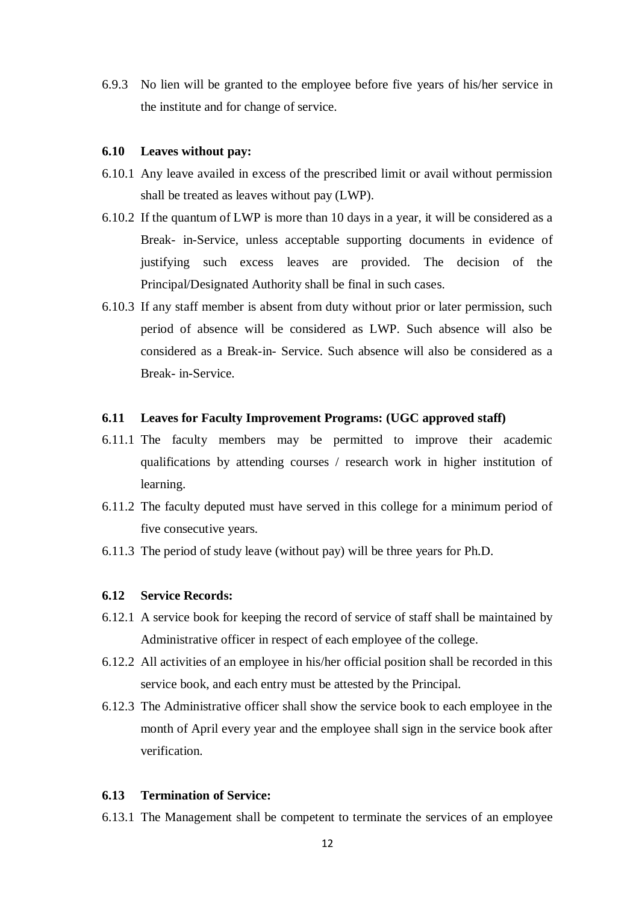6.9.3 No lien will be granted to the employee before five years of his/her service in the institute and for change of service.

**6.10 Leaves without pay:**

6.10.1 Any leave availed in excess of the prescribed limit or avail without permission shall be treated as leaves without pay (LWP).

6.10.2 If the quantum of LWP is more than 10 days in a year, it will be considered as a Break- in-Service, unless acceptable supporting documents in evidence of justifying such excess leaves are provided. The decision of the Principal/Designated Authority shall be final in such cases.

6.10.3 If any staff member is absent from duty without prior or later permission, such period of absence will be considered as LWP. Such absence will also be considered as a Break-in- Service. Such absence will also be considered as a Break- in-Service.

**6.11 Leaves for Faculty Improvement Programs: (UGC approved staff)**

6.11.1 The faculty members may be permitted to improve their academic qualifications by attending courses / research work in higher institution of learning.

6.11.2 The faculty deputed must have served in this college for a minimum period of five consecutive years.

6.11.3 The period of study leave (without pay) will be three years for Ph.D.

**6.12 Service Records:**

6.12.1 A service book for keeping the record of service of staff shall be maintained by Administrative officer in respect of each employee of the college.

6.12.2 All activities of an employee in his/her official position shall be recorded in this service book, and each entry must be attested by the Principal.

6.12.3 The Administrative officer shall show the service book to each employee in the month of April every year and the employee shall sign in the service book after verification.

**6.13 Termination of Service:**

6.13.1 The Management shall be competent to terminate the services of an employee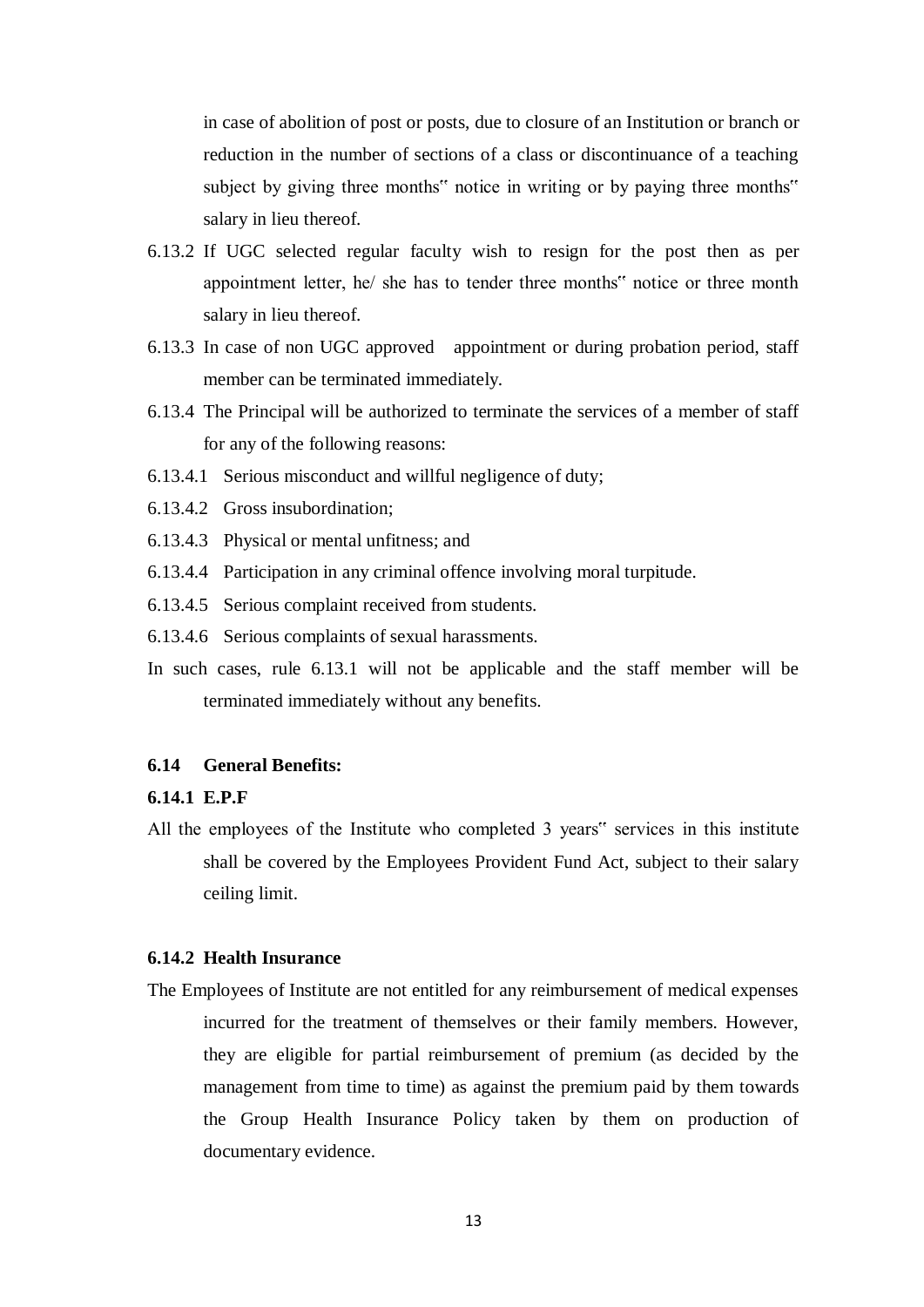in case of abolition of post or posts, due to closure of an Institution or branch or reduction in the number of sections of a class or discontinuance of a teaching subject by giving three months" notice in writing or by paying three months" salary in lieu thereof.

6.13.2 If UGC selected regular faculty wish to resign for the post then as per appointment letter, he/ she has to tender three months" notice or three month salary in lieu thereof.

6.13.3 In case of non UGC approved appointment or during probation period, staff member can be terminated immediately.

6.13.4 The Principal will be authorized to terminate the services of a member of staff for any of the following reasons:

6.13.4.1 Serious misconduct and willful negligence of duty;

6.13.4.2 Gross insubordination;

6.13.4.3 Physical or mental unfitness; and

6.13.4.4 Participation in any criminal offence involving moral turpitude.

6.13.4.5 Serious complaint received from students.

6.13.4.6 Serious complaints of sexual harassments.

In such cases, rule 6.13.1 will not be applicable and the staff member will be terminated immediately without any benefits.

**6.14 General Benefits:**

**6.14.1 E.P.F**

All the employees of the Institute who completed 3 years" services in this institute shall be covered by the Employees Provident Fund Act, subject to their salary ceiling limit.

**6.14.2 Health Insurance**

The Employees of Institute are not entitled for any reimbursement of medical expenses incurred for the treatment of themselves or their family members. However, they are eligible for partial reimbursement of premium (as decided by the management from time to time) as against the premium paid by them towards the Group Health Insurance Policy taken by them on production of documentary evidence.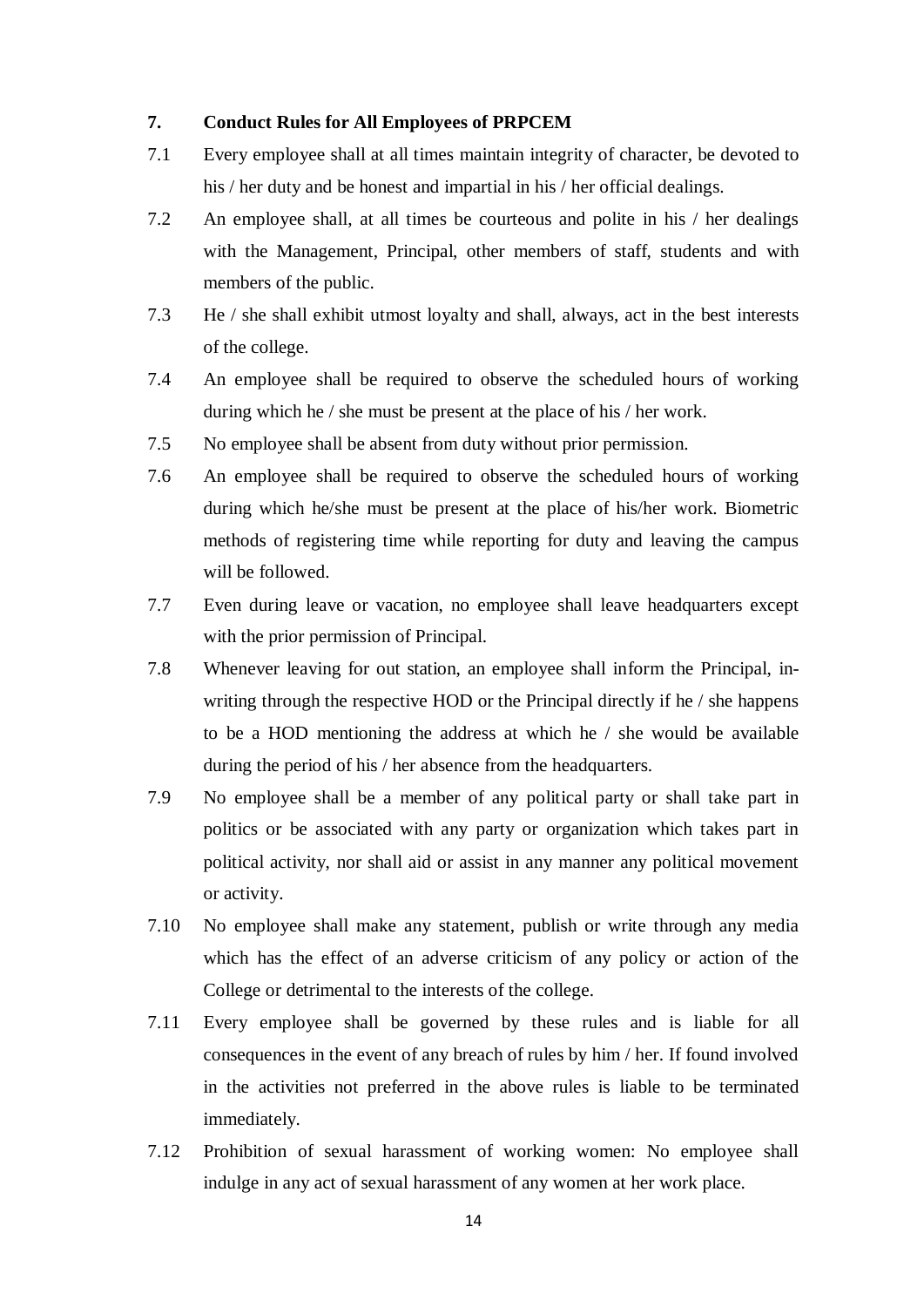## 7. Conduct Rules for All Employees of PRPCEM

7.1 Every employee shall at all times maintain integrity of character, be devoted to his / her duty and be honest and impartial in his / her official dealings.

7.2 An employee shall, at all times be courteous and polite in his / her dealings with the Management, Principal, other members of staff, students and with members of the public.

7.3 He / she shall exhibit utmost loyalty and shall, always, act in the best interests of the college.

7.4 An employee shall be required to observe the scheduled hours of working during which he / she must be present at the place of his / her work.

7.5 No employee shall be absent from duty without prior permission.

7.6 An employee shall be required to observe the scheduled hours of working during which he/she must be present at the place of his/her work. Biometric methods of registering time while reporting for duty and leaving the campus will be followed.

7.7 Even during leave or vacation, no employee shall leave headquarters except with the prior permission of Principal.

7.8 Whenever leaving for out station, an employee shall inform the Principal, in-writing through the respective HOD or the Principal directly if he / she happens to be a HOD mentioning the address at which he / she would be available during the period of his / her absence from the headquarters.

7.9 No employee shall be a member of any political party or shall take part in politics or be associated with any party or organization which takes part in political activity, nor shall aid or assist in any manner any political movement or activity.

7.10 No employee shall make any statement, publish or write through any media which has the effect of an adverse criticism of any policy or action of the College or detrimental to the interests of the college.

7.11 Every employee shall be governed by these rules and is liable for all consequences in the event of any breach of rules by him / her. If found involved in the activities not preferred in the above rules is liable to be terminated immediately.

7.12 Prohibition of sexual harassment of working women: No employee shall indulge in any act of sexual harassment of any women at her work place.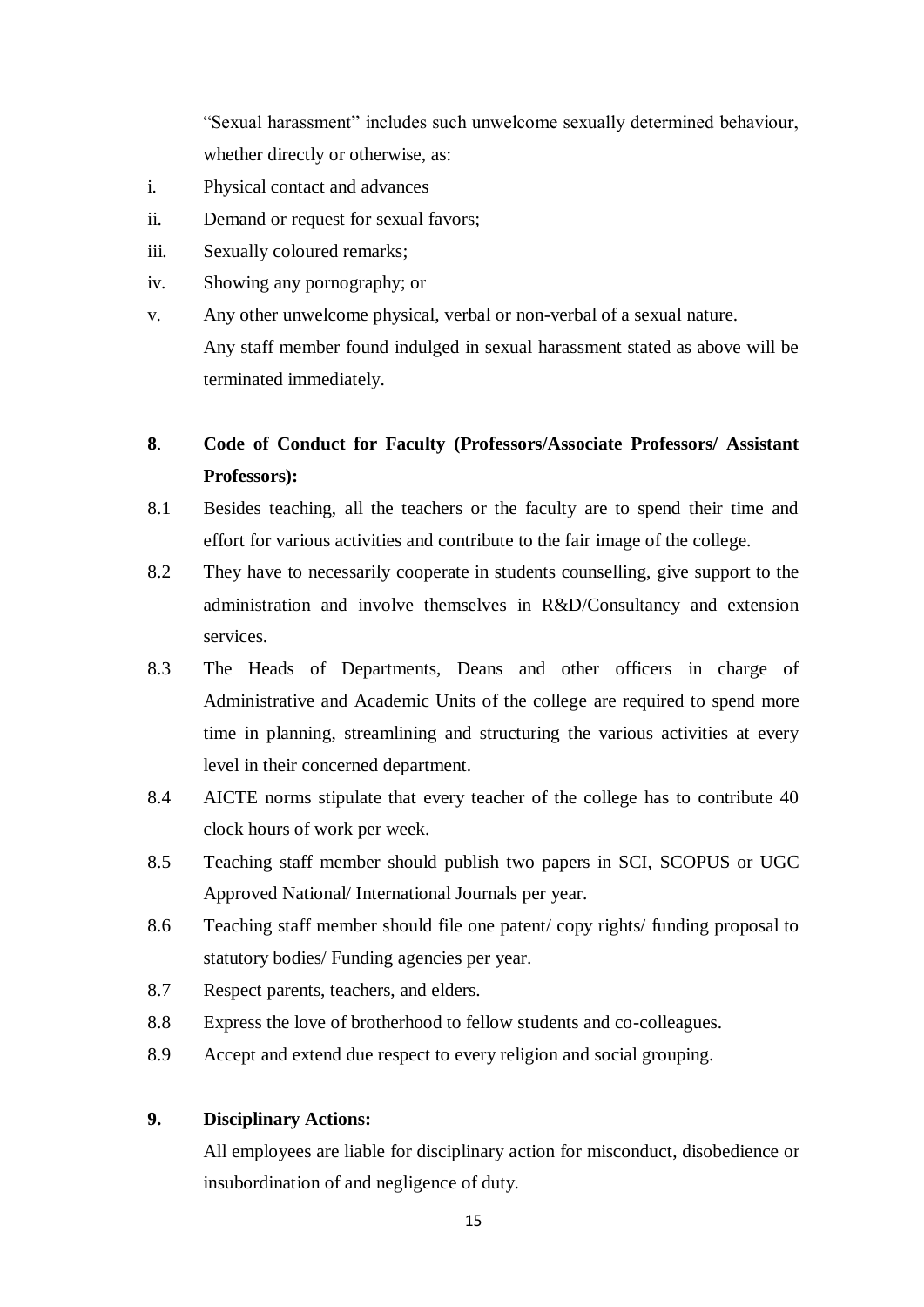"Sexual harassment" includes such unwelcome sexually determined behaviour, whether directly or otherwise, as:

i. Physical contact and advances

ii. Demand or request for sexual favors;

iii. Sexually coloured remarks;

iv. Showing any pornography; or

v. Any other unwelcome physical, verbal or non-verbal of a sexual nature.

Any staff member found indulged in sexual harassment stated as above will be terminated immediately.

**8. Code of Conduct for Faculty (Professors/Associate Professors/ Assistant Professors):**

8.1 Besides teaching, all the teachers or the faculty are to spend their time and effort for various activities and contribute to the fair image of the college.

8.2 They have to necessarily cooperate in students counselling, give support to the administration and involve themselves in R&D/Consultancy and extension services.

8.3 The Heads of Departments, Deans and other officers in charge of Administrative and Academic Units of the college are required to spend more time in planning, streamlining and structuring the various activities at every level in their concerned department.

8.4 AICTE norms stipulate that every teacher of the college has to contribute 40 clock hours of work per week.

8.5 Teaching staff member should publish two papers in SCI, SCOPUS or UGC Approved National/ International Journals per year.

8.6 Teaching staff member should file one patent/ copy rights/ funding proposal to statutory bodies/ Funding agencies per year.

8.7 Respect parents, teachers, and elders.

8.8 Express the love of brotherhood to fellow students and co-colleagues.

8.9 Accept and extend due respect to every religion and social grouping.

**9. Disciplinary Actions:**

All employees are liable for disciplinary action for misconduct, disobedience or insubordination of and negligence of duty.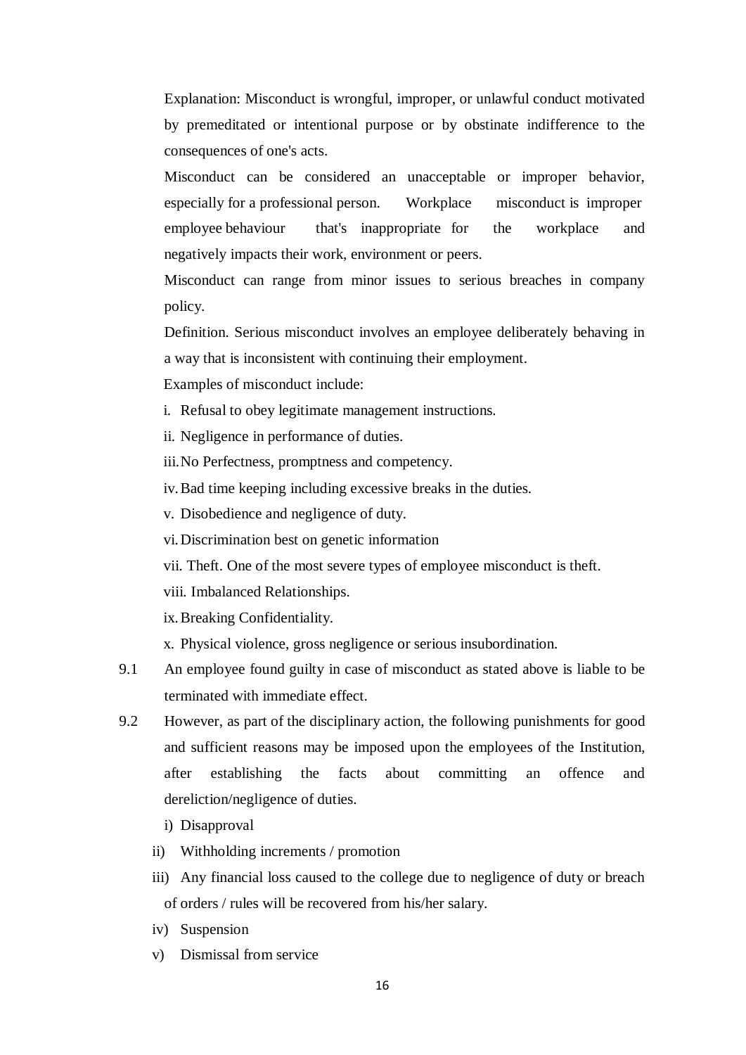Explanation: Misconduct is wrongful, improper, or unlawful conduct motivated by premeditated or intentional purpose or by obstinate indifference to the consequences of one's acts.

Misconduct can be considered an unacceptable or improper behavior, especially for a professional person. Workplace misconduct is improper employee behaviour that's inappropriate for the workplace and negatively impacts their work, environment or peers.

Misconduct can range from minor issues to serious breaches in company policy.

Definition. Serious misconduct involves an employee deliberately behaving in a way that is inconsistent with continuing their employment.

Examples of misconduct include:

i. Refusal to obey legitimate management instructions.
ii. Negligence in performance of duties.
iii. No Perfectness, promptness and competency.
iv. Bad time keeping including excessive breaks in the duties.
v. Disobedience and negligence of duty.
vi. Discrimination best on genetic information
vii. Theft. One of the most severe types of employee misconduct is theft.
viii. Imbalanced Relationships.
ix. Breaking Confidentiality.
x. Physical violence, gross negligence or serious insubordination.

9.1 An employee found guilty in case of misconduct as stated above is liable to be terminated with immediate effect.

9.2 However, as part of the disciplinary action, the following punishments for good and sufficient reasons may be imposed upon the employees of the Institution, after establishing the facts about committing an offence and dereliction/negligence of duties.

i) Disapproval
ii) Withholding increments / promotion
iii) Any financial loss caused to the college due to negligence of duty or breach of orders / rules will be recovered from his/her salary.
iv) Suspension
v) Dismissal from service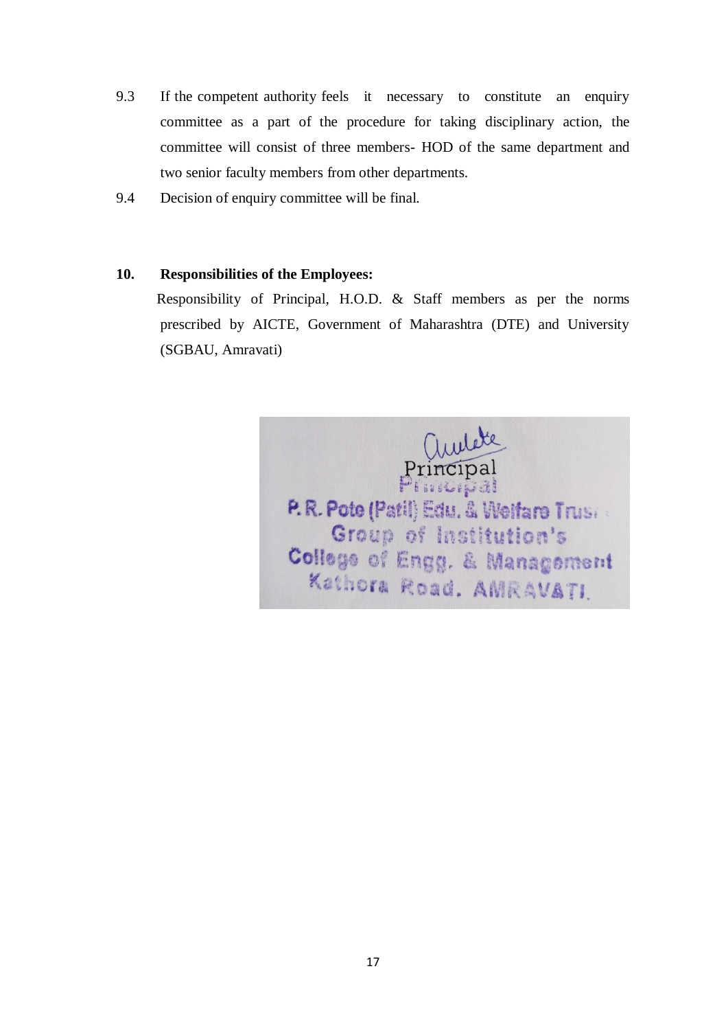9.3 If the competent authority feels it necessary to constitute an enquiry committee as a part of the procedure for taking disciplinary action, the committee will consist of three members- HOD of the same department and two senior faculty members from other departments.

9.4 Decision of enquiry committee will be final.

## 10. Responsibilities of the Employees:

Responsibility of Principal, H.O.D. & Staff members as per the norms prescribed by AICTE, Government of Maharashtra (DTE) and University (SGBAU, Amravati)

Principal

Principal
P. R. Pote (Patil) Edu. & Welfare Trust
Group of Institution's
College of Engg. & Management
Kathora Road, AMRAVATI.